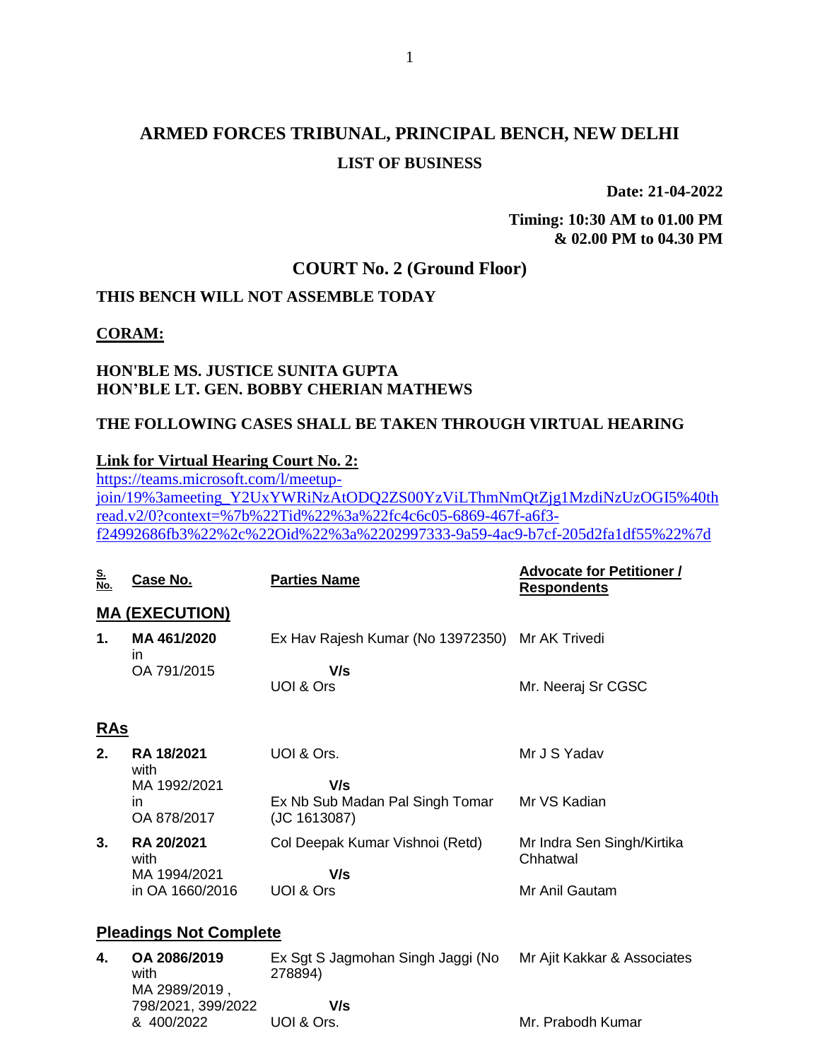# ARMED FORCES TRIBUNAL, PRINCIPAL BENCH, NEW DELHI

## LIST OF BUSINESS

**Date: 21-04-2022**

**Timing: 10:30 AM to 01.00 PM & 02.00 PM to 04.30 PM**

## COURT No. 2 (Ground Floor)

**THIS BENCH WILL NOT ASSEMBLE TODAY**

**CORAM:**

**HON'BLE MS. JUSTICE SUNITA GUPTA**
**HON'BLE LT. GEN. BOBBY CHERIAN MATHEWS**

**THE FOLLOWING CASES SHALL BE TAKEN THROUGH VIRTUAL HEARING**

**Link for Virtual Hearing Court No. 2:**
https://teams.microsoft.com/l/meetup-join/19%3ameeting_Y2UxYWRiNzAtODQ2ZS00YzViLThmNmQtZjg1MzdiNzUzOGI5%40thread.v2/0?context=%7b%22Tid%22%3a%22fc4c6c05-6869-467f-a6f3-f24992686fb3%22%2c%22Oid%22%3a%2202997333-9a59-4ac9-b7cf-205d2fa1df55%22%7d

| S. No. | Case No. | Parties Name | Advocate for Petitioner / Respondents |
|---|---|---|---|
| **MA (EXECUTION)** | | | |
| **1.** | **MA 461/2020** in OA 791/2015 | Ex Hav Rajesh Kumar (No 13972350) **V/s** UOI & Ors | Mr AK Trivedi<br>Mr. Neeraj Sr CGSC |
| **RAs** | | | |
| **2.** | **RA 18/2021** with MA 1992/2021 in OA 878/2017 | UOI & Ors. **V/s** Ex Nb Sub Madan Pal Singh Tomar (JC 1613087) | Mr J S Yadav<br>Mr VS Kadian |
| **3.** | **RA 20/2021** with MA 1994/2021 in OA 1660/2016 | Col Deepak Kumar Vishnoi (Retd) **V/s** UOI & Ors | Mr Indra Sen Singh/Kirtika Chhatwal<br>Mr Anil Gautam |
| **Pleadings Not Complete** | | | |
| **4.** | **OA 2086/2019** with MA 2989/2019 , 798/2021, 399/2022 & 400/2022 | Ex Sgt S Jagmohan Singh Jaggi (No 278894) **V/s** UOI & Ors. | Mr Ajit Kakkar & Associates<br>Mr. Prabodh Kumar |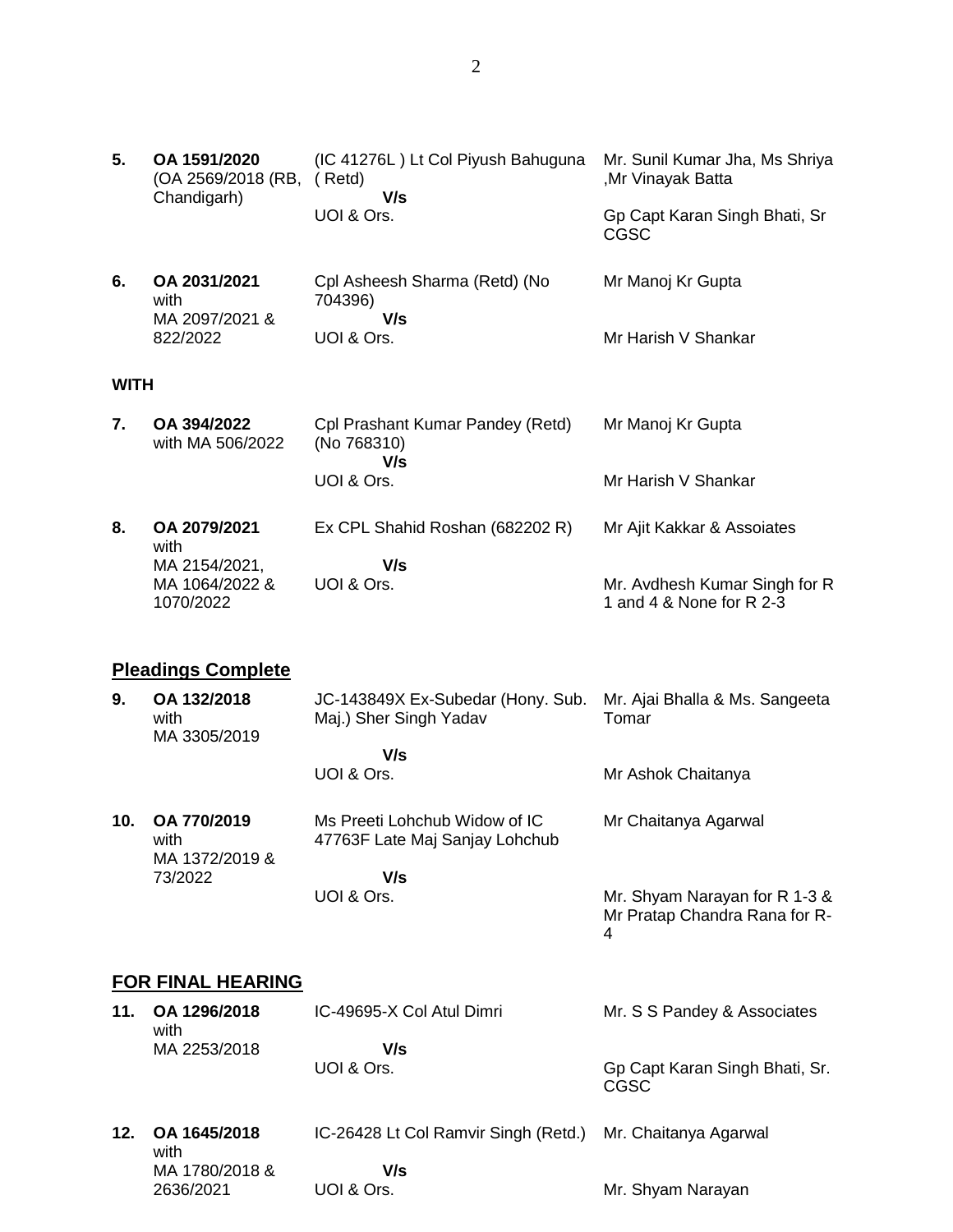| | | | |
|---|---|---|---|
| **5.** | **OA 1591/2020** (OA 2569/2018 (RB, Chandigarh) | (IC 41276L ) Lt Col Piyush Bahuguna ( Retd) **V/s** UOI & Ors. | Mr. Sunil Kumar Jha, Ms Shriya ,Mr Vinayak Batta<br><br>Gp Capt Karan Singh Bhati, Sr CGSC |
| **6.** | **OA 2031/2021** with MA 2097/2021 & 822/2022 | Cpl Asheesh Sharma (Retd) (No 704396) **V/s** UOI & Ors. | Mr Manoj Kr Gupta<br><br>Mr Harish V Shankar |

**WITH**

| | | | |
|---|---|---|---|
| **7.** | **OA 394/2022** with MA 506/2022 | Cpl Prashant Kumar Pandey (Retd) (No 768310) **V/s** UOI & Ors. | Mr Manoj Kr Gupta<br><br>Mr Harish V Shankar |
| **8.** | **OA 2079/2021** with MA 2154/2021, MA 1064/2022 & 1070/2022 | Ex CPL Shahid Roshan (682202 R) **V/s** UOI & Ors. | Mr Ajit Kakkar & Assoiates<br><br>Mr. Avdhesh Kumar Singh for R 1 and 4 & None for R 2-3 |

## Pleadings Complete

| | | | |
|---|---|---|---|
| **9.** | **OA 132/2018** with MA 3305/2019 | JC-143849X Ex-Subedar (Hony. Sub. Maj.) Sher Singh Yadav **V/s** UOI & Ors. | Mr. Ajai Bhalla & Ms. Sangeeta Tomar<br><br>Mr Ashok Chaitanya |
| **10.** | **OA 770/2019** with MA 1372/2019 & 73/2022 | Ms Preeti Lohchub Widow of IC 47763F Late Maj Sanjay Lohchub **V/s** UOI & Ors. | Mr Chaitanya Agarwal<br><br>Mr. Shyam Narayan for R 1-3 & Mr Pratap Chandra Rana for R-4 |

## FOR FINAL HEARING

| | | | |
|---|---|---|---|
| **11.** | **OA 1296/2018** with MA 2253/2018 | IC-49695-X Col Atul Dimri **V/s** UOI & Ors. | Mr. S S Pandey & Associates<br><br>Gp Capt Karan Singh Bhati, Sr. CGSC |
| **12.** | **OA 1645/2018** with MA 1780/2018 & 2636/2021 | IC-26428 Lt Col Ramvir Singh (Retd.) **V/s** UOI & Ors. | Mr. Chaitanya Agarwal<br><br>Mr. Shyam Narayan |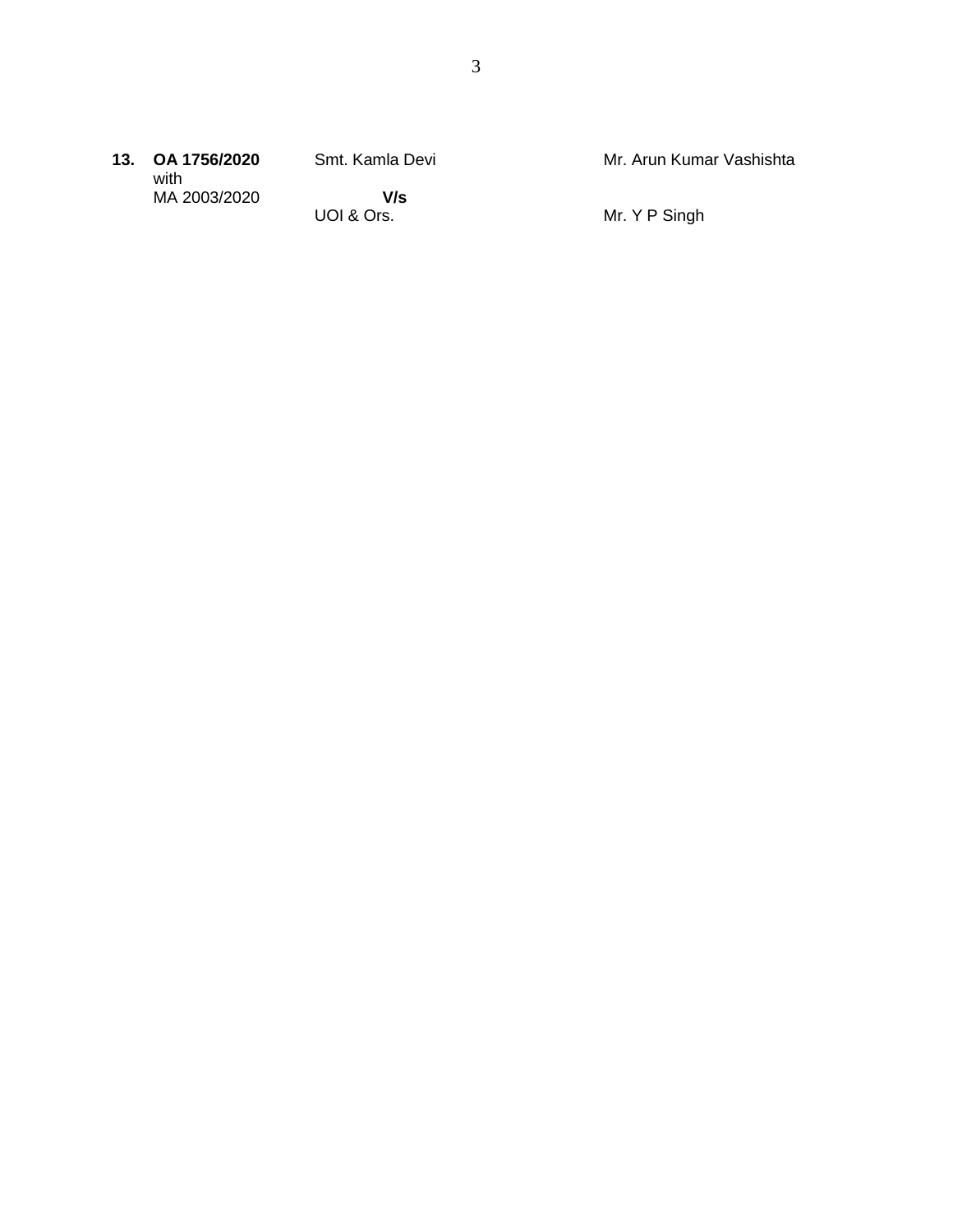| | | | |
|---|---|---|---|
| **13.** | **OA 1756/2020** with MA 2003/2020 | Smt. Kamla Devi **V/s** UOI & Ors. | Mr. Arun Kumar Vashishta Mr. Y P Singh |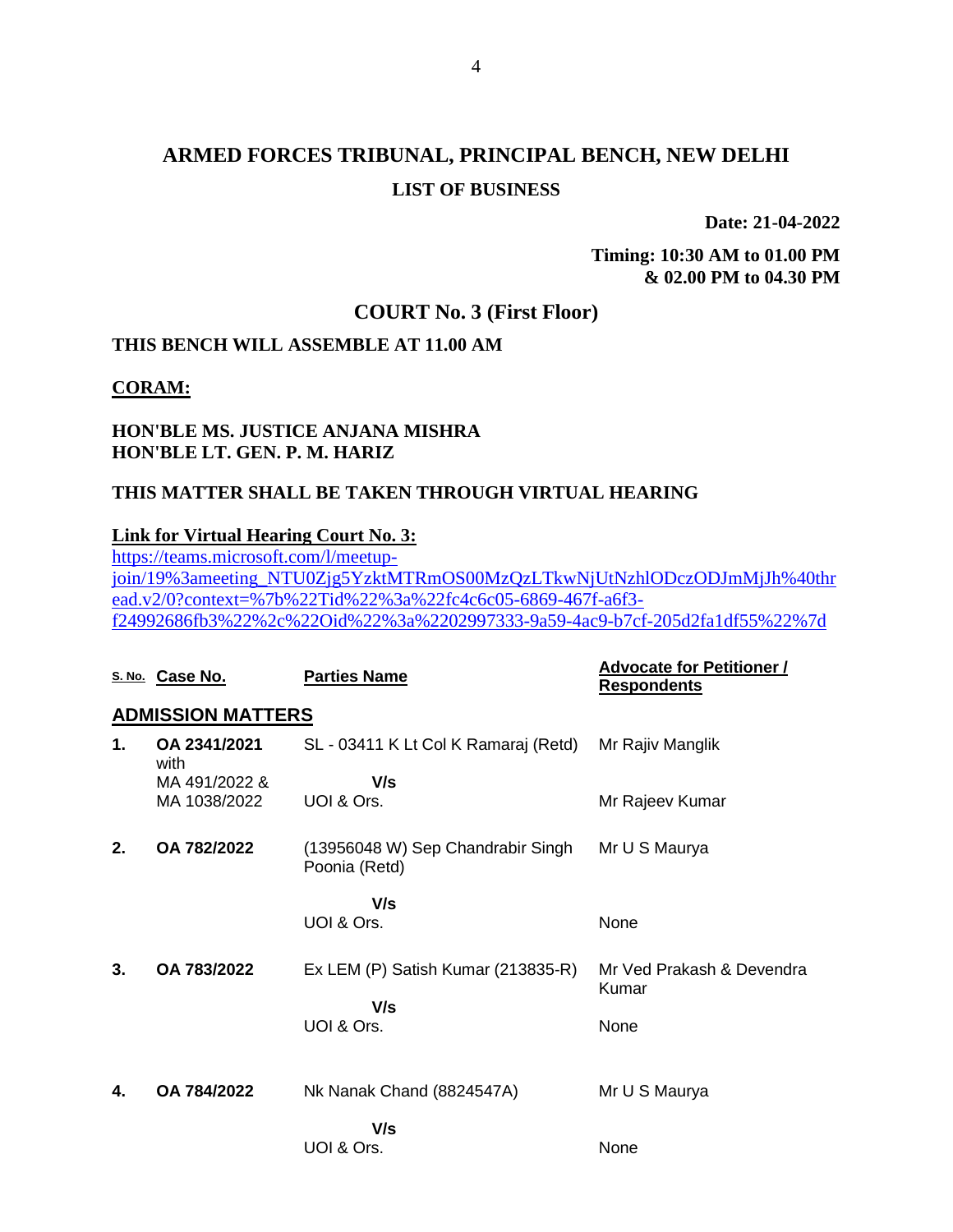# ARMED FORCES TRIBUNAL, PRINCIPAL BENCH, NEW DELHI

## LIST OF BUSINESS

**Date: 21-04-2022**

**Timing: 10:30 AM to 01.00 PM & 02.00 PM to 04.30 PM**

## COURT No. 3 (First Floor)

**THIS BENCH WILL ASSEMBLE AT 11.00 AM**

**CORAM:**

**HON'BLE MS. JUSTICE ANJANA MISHRA**
**HON'BLE LT. GEN. P. M. HARIZ**

**THIS MATTER SHALL BE TAKEN THROUGH VIRTUAL HEARING**

**Link for Virtual Hearing Court No. 3:**
https://teams.microsoft.com/l/meetup-join/19%3ameeting_NTU0Zjg5YzktMTRmOS00MzQzLTkwNjUtNzhlODczODJmMjJh%40thread.v2/0?context=%7b%22Tid%22%3a%22fc4c6c05-6869-467f-a6f3-f24992686fb3%22%2c%22Oid%22%3a%2202997333-9a59-4ac9-b7cf-205d2fa1df55%22%7d

| S. No. | Case No. | Parties Name | Advocate for Petitioner / Respondents |
|---|---|---|---|
| **ADMISSION MATTERS** | | | |
| **1.** | **OA 2341/2021** with MA 491/2022 & MA 1038/2022 | SL - 03411 K Lt Col K Ramaraj (Retd) **V/s** UOI & Ors. | Mr Rajiv Manglik / Mr Rajeev Kumar |
| **2.** | **OA 782/2022** | (13956048 W) Sep Chandrabir Singh Poonia (Retd) **V/s** UOI & Ors. | Mr U S Maurya / None |
| **3.** | **OA 783/2022** | Ex LEM (P) Satish Kumar (213835-R) **V/s** UOI & Ors. | Mr Ved Prakash & Devendra Kumar / None |
| **4.** | **OA 784/2022** | Nk Nanak Chand (8824547A) **V/s** UOI & Ors. | Mr U S Maurya / None |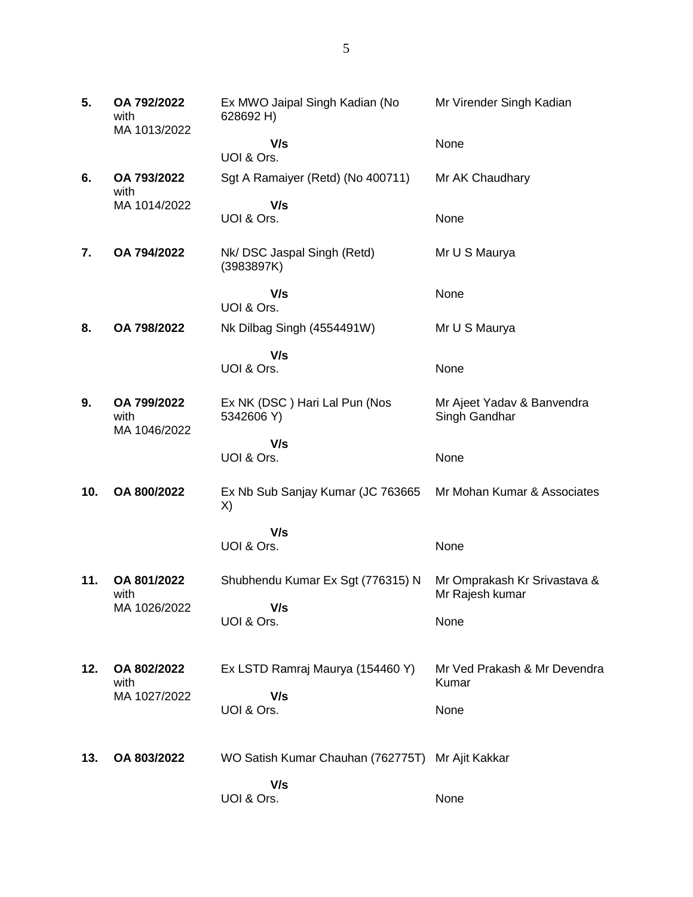| | | | |
|---|---|---|---|
| **5.** | **OA 792/2022** with MA 1013/2022 | Ex MWO Jaipal Singh Kadian (No 628692 H) | Mr Virender Singh Kadian |
| | | **V/s** UOI & Ors. | None |
| **6.** | **OA 793/2022** with MA 1014/2022 | Sgt A Ramaiyer (Retd) (No 400711) | Mr AK Chaudhary |
| | | **V/s** UOI & Ors. | None |
| **7.** | **OA 794/2022** | Nk/ DSC Jaspal Singh (Retd) (3983897K) | Mr U S Maurya |
| | | **V/s** UOI & Ors. | None |
| **8.** | **OA 798/2022** | Nk Dilbag Singh (4554491W) | Mr U S Maurya |
| | | **V/s** UOI & Ors. | None |
| **9.** | **OA 799/2022** with MA 1046/2022 | Ex NK (DSC ) Hari Lal Pun (Nos 5342606 Y) | Mr Ajeet Yadav & Banvendra Singh Gandhar |
| | | **V/s** UOI & Ors. | None |
| **10.** | **OA 800/2022** | Ex Nb Sub Sanjay Kumar (JC 763665 X) | Mr Mohan Kumar & Associates |
| | | **V/s** UOI & Ors. | None |
| **11.** | **OA 801/2022** with MA 1026/2022 | Shubhendu Kumar Ex Sgt (776315) N | Mr Omprakash Kr Srivastava & Mr Rajesh kumar |
| | | **V/s** UOI & Ors. | None |
| **12.** | **OA 802/2022** with MA 1027/2022 | Ex LSTD Ramraj Maurya (154460 Y) | Mr Ved Prakash & Mr Devendra Kumar |
| | | **V/s** UOI & Ors. | None |
| **13.** | **OA 803/2022** | WO Satish Kumar Chauhan (762775T) | Mr Ajit Kakkar |
| | | **V/s** UOI & Ors. | None |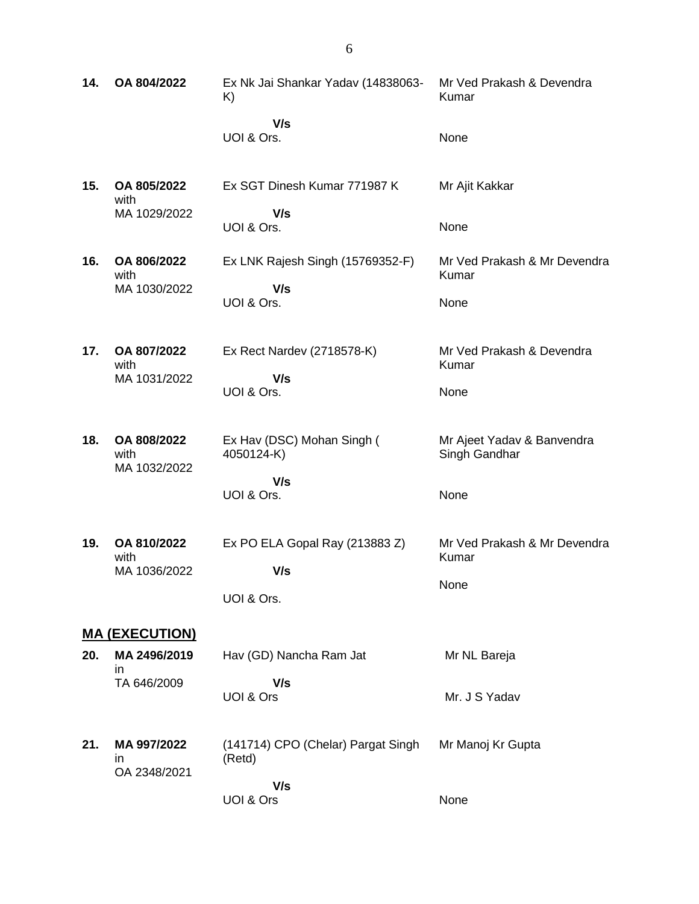| | | | |
|---|---|---|---|
| **14.** | **OA 804/2022** | Ex Nk Jai Shankar Yadav (14838063-K)<br><br>**V/s**<br>UOI & Ors. | Mr Ved Prakash & Devendra Kumar<br><br>None |
| **15.** | **OA 805/2022** with MA 1029/2022 | Ex SGT Dinesh Kumar 771987 K<br><br>**V/s**<br>UOI & Ors. | Mr Ajit Kakkar<br><br>None |
| **16.** | **OA 806/2022** with MA 1030/2022 | Ex LNK Rajesh Singh (15769352-F)<br><br>**V/s**<br>UOI & Ors. | Mr Ved Prakash & Mr Devendra Kumar<br><br>None |
| **17.** | **OA 807/2022** with MA 1031/2022 | Ex Rect Nardev (2718578-K)<br><br>**V/s**<br>UOI & Ors. | Mr Ved Prakash & Devendra Kumar<br><br>None |
| **18.** | **OA 808/2022** with MA 1032/2022 | Ex Hav (DSC) Mohan Singh ( 4050124-K)<br><br>**V/s**<br>UOI & Ors. | Mr Ajeet Yadav & Banvendra Singh Gandhar<br><br>None |
| **19.** | **OA 810/2022** with MA 1036/2022 | Ex PO ELA Gopal Ray (213883 Z)<br><br>**V/s**<br>UOI & Ors. | Mr Ved Prakash & Mr Devendra Kumar<br><br>None |

## **MA (EXECUTION)**

| | | | |
|---|---|---|---|
| **20.** | **MA 2496/2019** in TA 646/2009 | Hav (GD) Nancha Ram Jat<br><br>**V/s**<br>UOI & Ors | Mr NL Bareja<br><br>Mr. J S Yadav |
| **21.** | **MA 997/2022** in OA 2348/2021 | (141714) CPO (Chelar) Pargat Singh (Retd)<br><br>**V/s**<br>UOI & Ors | Mr Manoj Kr Gupta<br><br>None |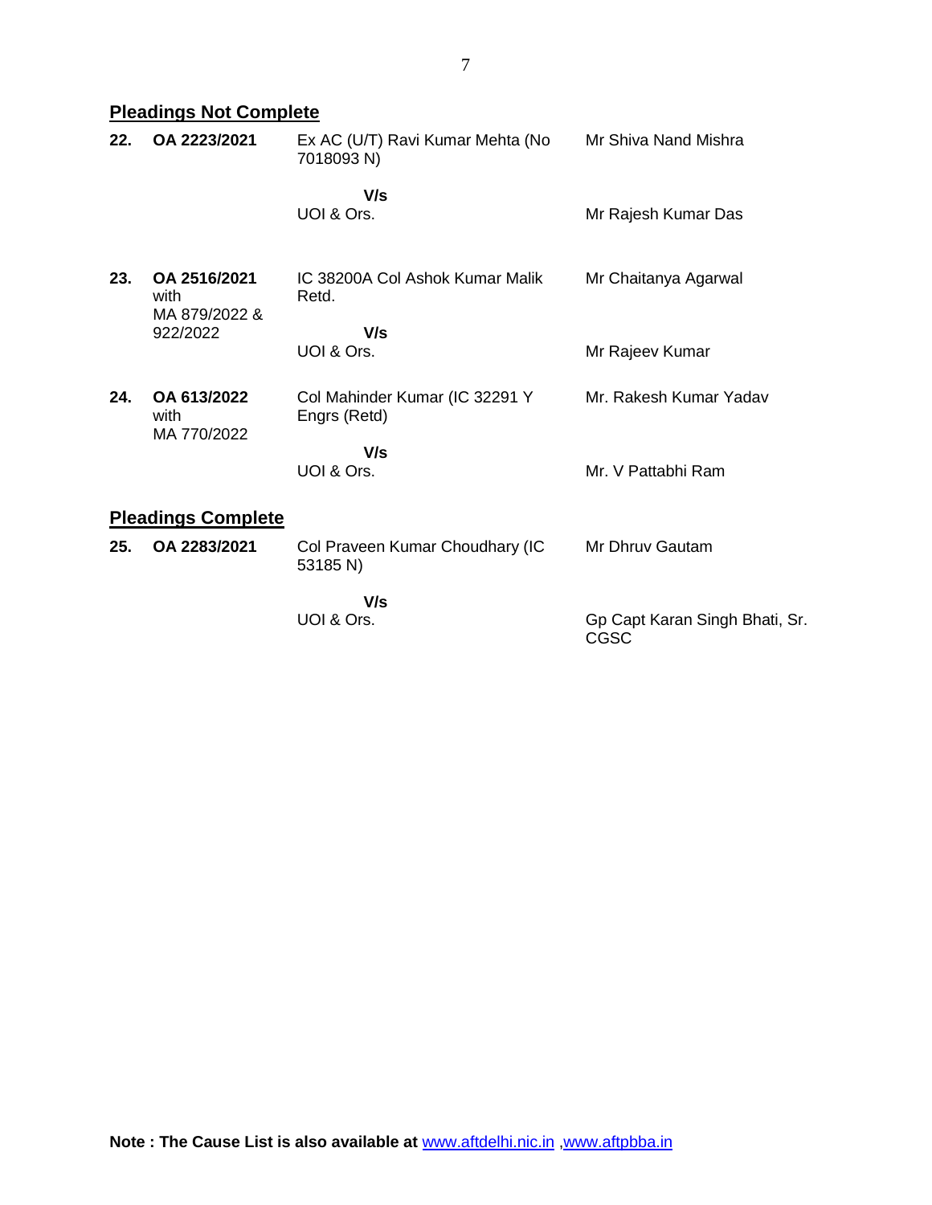## Pleadings Not Complete

| | | | |
|---|---|---|---|
| **22.** | **OA 2223/2021** | Ex AC (U/T) Ravi Kumar Mehta (No 7018093 N) | Mr Shiva Nand Mishra |
| | | **V/s** | |
| | | UOI & Ors. | Mr Rajesh Kumar Das |
| **23.** | **OA 2516/2021** with MA 879/2022 & 922/2022 | IC 38200A Col Ashok Kumar Malik Retd. | Mr Chaitanya Agarwal |
| | | **V/s** | |
| | | UOI & Ors. | Mr Rajeev Kumar |
| **24.** | **OA 613/2022** with MA 770/2022 | Col Mahinder Kumar (IC 32291 Y Engrs (Retd) | Mr. Rakesh Kumar Yadav |
| | | **V/s** | |
| | | UOI & Ors. | Mr. V Pattabhi Ram |

## Pleadings Complete

| | | | |
|---|---|---|---|
| **25.** | **OA 2283/2021** | Col Praveen Kumar Choudhary (IC 53185 N) | Mr Dhruv Gautam |
| | | **V/s** | |
| | | UOI & Ors. | Gp Capt Karan Singh Bhati, Sr. CGSC |

**Note : The Cause List is also available at** www.aftdelhi.nic.in ,www.aftpbba.in